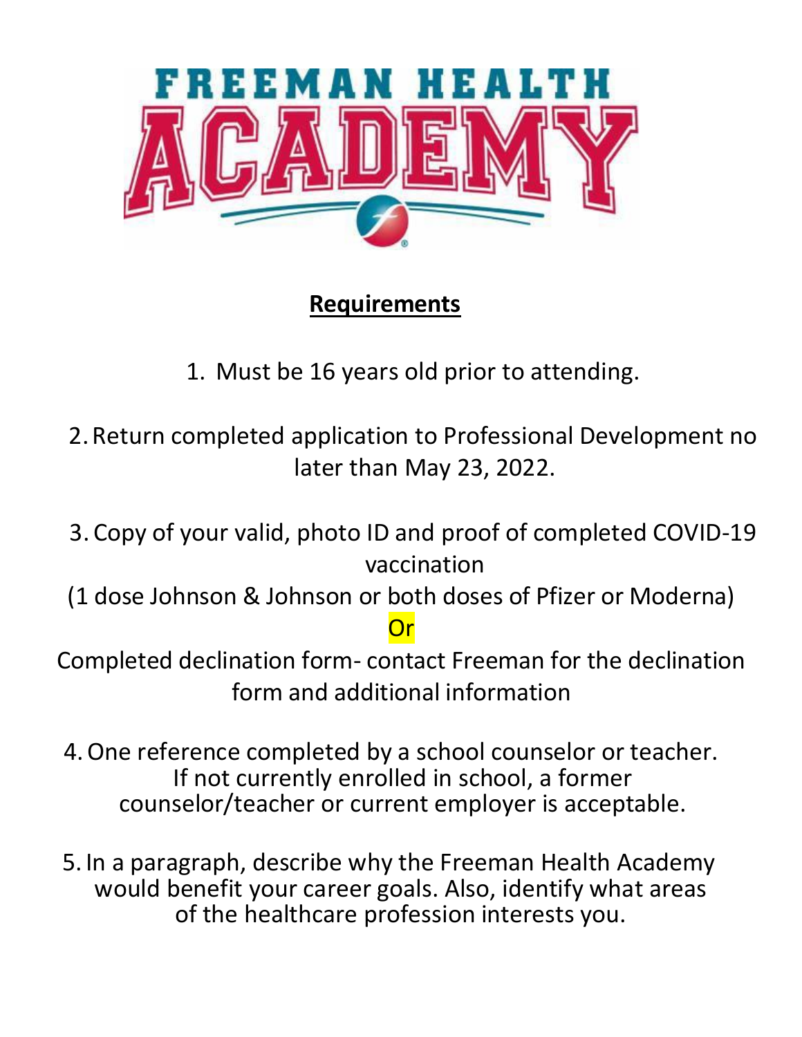# FREEMAN HEALTH ACADEMY

## Requirements

1. Must be 16 years old prior to attending.

2. Return completed application to Professional Development no later than May 23, 2022.

3. Copy of your valid, photo ID and proof of completed COVID-19 vaccination
(1 dose Johnson & Johnson or both doses of Pfizer or Moderna)
Or
Completed declination form- contact Freeman for the declination form and additional information

4. One reference completed by a school counselor or teacher. If not currently enrolled in school, a former counselor/teacher or current employer is acceptable.

5. In a paragraph, describe why the Freeman Health Academy would benefit your career goals. Also, identify what areas of the healthcare profession interests you.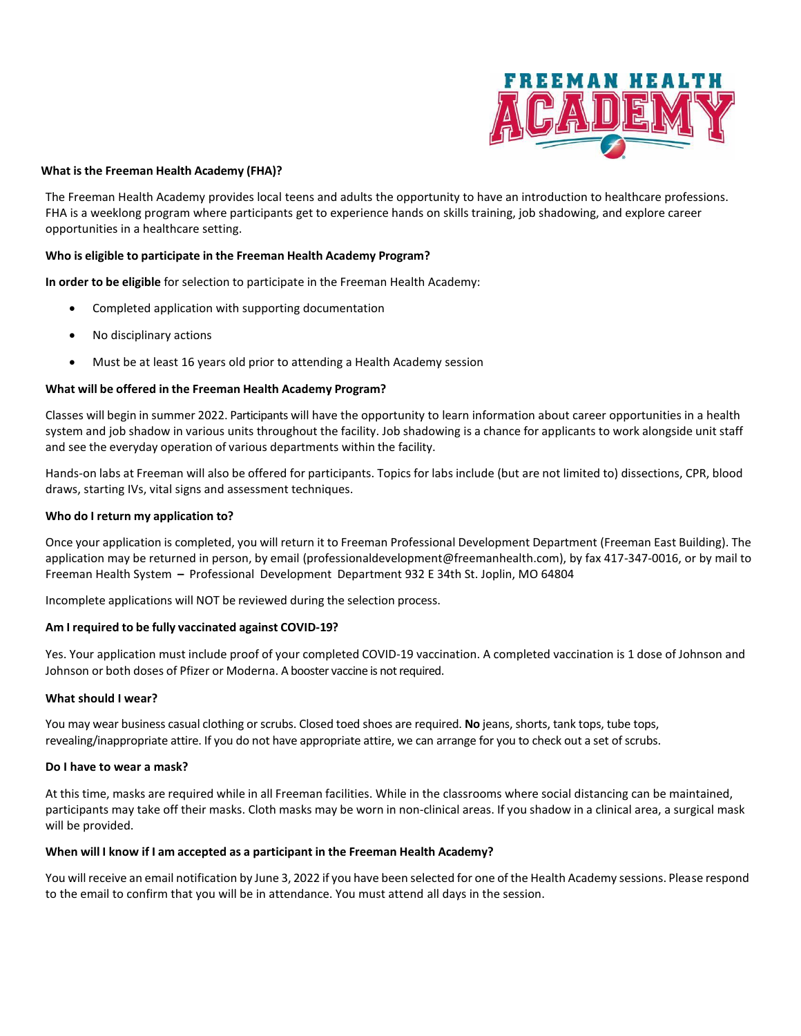FREEMAN HEALTH ACADEMY

**What is the Freeman Health Academy (FHA)?**

The Freeman Health Academy provides local teens and adults the opportunity to have an introduction to healthcare professions. FHA is a weeklong program where participants get to experience hands on skills training, job shadowing, and explore career opportunities in a healthcare setting.

**Who is eligible to participate in the Freeman Health Academy Program?**

**In order to be eligible** for selection to participate in the Freeman Health Academy:

- Completed application with supporting documentation
- No disciplinary actions
- Must be at least 16 years old prior to attending a Health Academy session

**What will be offered in the Freeman Health Academy Program?**

Classes will begin in summer 2022. Participants will have the opportunity to learn information about career opportunities in a health system and job shadow in various units throughout the facility. Job shadowing is a chance for applicants to work alongside unit staff and see the everyday operation of various departments within the facility.

Hands-on labs at Freeman will also be offered for participants. Topics for labs include (but are not limited to) dissections, CPR, blood draws, starting IVs, vital signs and assessment techniques.

**Who do I return my application to?**

Once your application is completed, you will return it to Freeman Professional Development Department (Freeman East Building). The application may be returned in person, by email (professionaldevelopment@freemanhealth.com), by fax 417-347-0016, or by mail to Freeman Health System – Professional Development Department 932 E 34th St. Joplin, MO 64804

Incomplete applications will NOT be reviewed during the selection process.

**Am I required to be fully vaccinated against COVID-19?**

Yes. Your application must include proof of your completed COVID-19 vaccination. A completed vaccination is 1 dose of Johnson and Johnson or both doses of Pfizer or Moderna. A booster vaccine is not required.

**What should I wear?**

You may wear business casual clothing or scrubs. Closed toed shoes are required. **No** jeans, shorts, tank tops, tube tops, revealing/inappropriate attire. If you do not have appropriate attire, we can arrange for you to check out a set of scrubs.

**Do I have to wear a mask?**

At this time, masks are required while in all Freeman facilities. While in the classrooms where social distancing can be maintained, participants may take off their masks. Cloth masks may be worn in non-clinical areas. If you shadow in a clinical area, a surgical mask will be provided.

**When will I know if I am accepted as a participant in the Freeman Health Academy?**

You will receive an email notification by June 3, 2022 if you have been selected for one of the Health Academy sessions. Please respond to the email to confirm that you will be in attendance. You must attend all days in the session.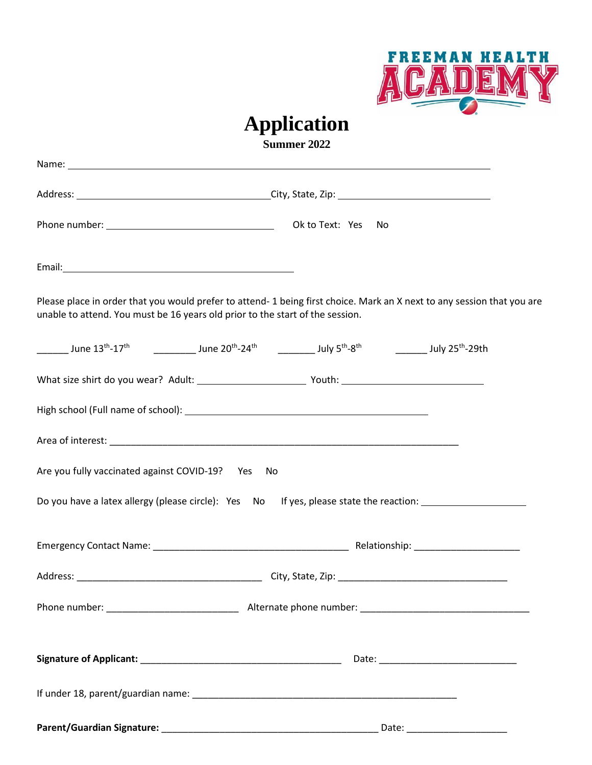FREEMAN HEALTH ACADEMY

# Application

**Summer 2022**

Name: ____________________________________________________________

Address: ______________________________ City, State, Zip: ______________________

Phone number: __________________________ Ok to Text: Yes No

Email: ____________________________________

Please place in order that you would prefer to attend- 1 being first choice. Mark an X next to any session that you are unable to attend. You must be 16 years old prior to the start of the session.

______ June 13th-17th ________ June 20th-24th _______ July 5th-8th ______ July 25th-29th

What size shirt do you wear? Adult: ________________ Youth: ______________________

High school (Full name of school): ______________________________________

Area of interest: _______________________________________________________

Are you fully vaccinated against COVID-19? Yes No

Do you have a latex allergy (please circle): Yes No If yes, please state the reaction: ________________

Emergency Contact Name: ______________________________ Relationship: ________________

Address: _____________________________ City, State, Zip: ___________________________

Phone number: _____________________ Alternate phone number: ___________________________

**Signature of Applicant:** ________________________________ Date: ______________________

If under 18, parent/guardian name: ___________________________________________

**Parent/Guardian Signature:** __________________________________ Date: ________________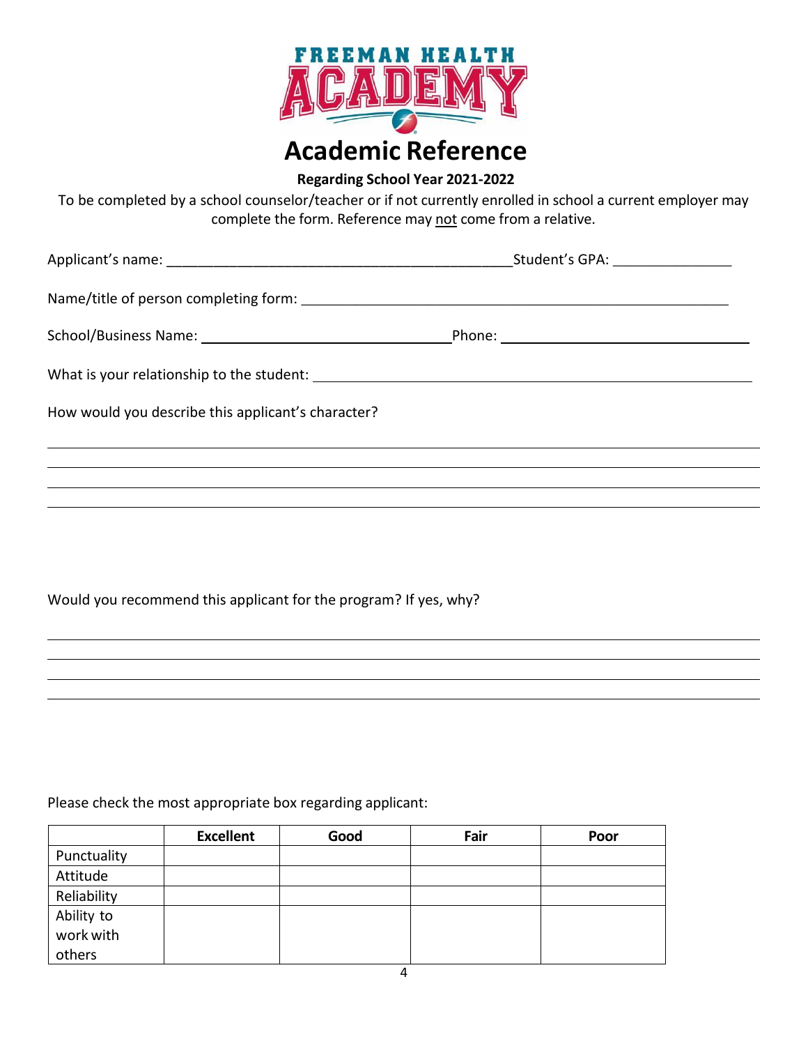# Academic Reference

**Regarding School Year 2021-2022**

To be completed by a school counselor/teacher or if not currently enrolled in school a current employer may complete the form. Reference may not come from a relative.

Applicant's name: ____________________________________________ Student's GPA: _______________

Name/title of person completing form: _______________________________________________________

School/Business Name: ________________________________ Phone: ________________________________

What is your relationship to the student: ______________________________________________________

How would you describe this applicant's character?

______________________________________________________________________________

______________________________________________________________________________

______________________________________________________________________________

______________________________________________________________________________

Would you recommend this applicant for the program? If yes, why?

______________________________________________________________________________

______________________________________________________________________________

______________________________________________________________________________

______________________________________________________________________________

Please check the most appropriate box regarding applicant:

| | Excellent | Good | Fair | Poor |
|---|---|---|---|---|
| Punctuality | | | | |
| Attitude | | | | |
| Reliability | | | | |
| Ability to work with others | | | | |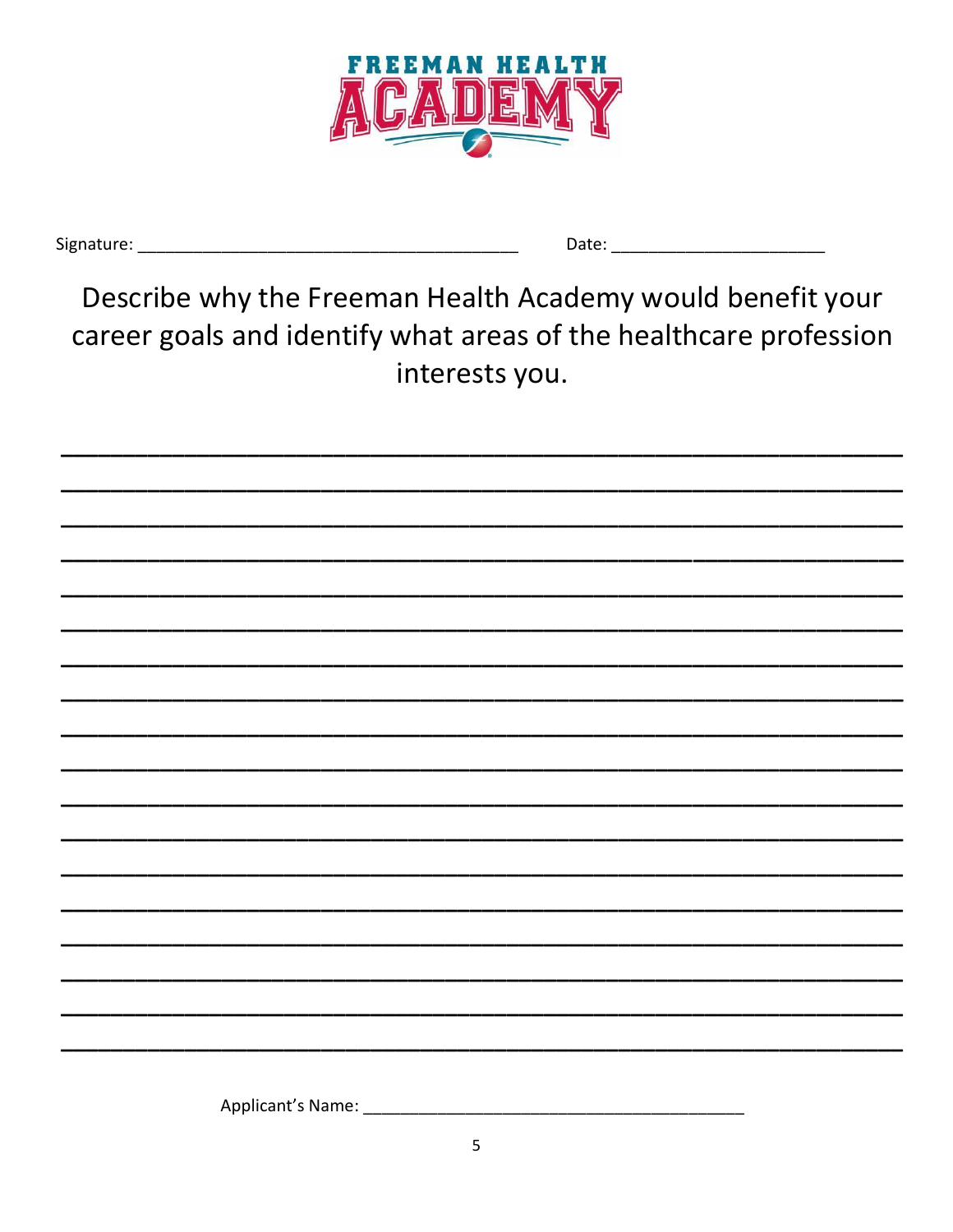# FREEMAN HEALTH ACADEMY

Signature: ________________________________________ Date: ______________________

## Describe why the Freeman Health Academy would benefit your career goals and identify what areas of the healthcare profession interests you.

________________________________________________________________________

________________________________________________________________________

________________________________________________________________________

________________________________________________________________________

________________________________________________________________________

________________________________________________________________________

________________________________________________________________________

________________________________________________________________________

________________________________________________________________________

________________________________________________________________________

________________________________________________________________________

________________________________________________________________________

________________________________________________________________________

________________________________________________________________________

________________________________________________________________________

________________________________________________________________________

________________________________________________________________________

________________________________________________________________________

Applicant's Name: ________________________________________